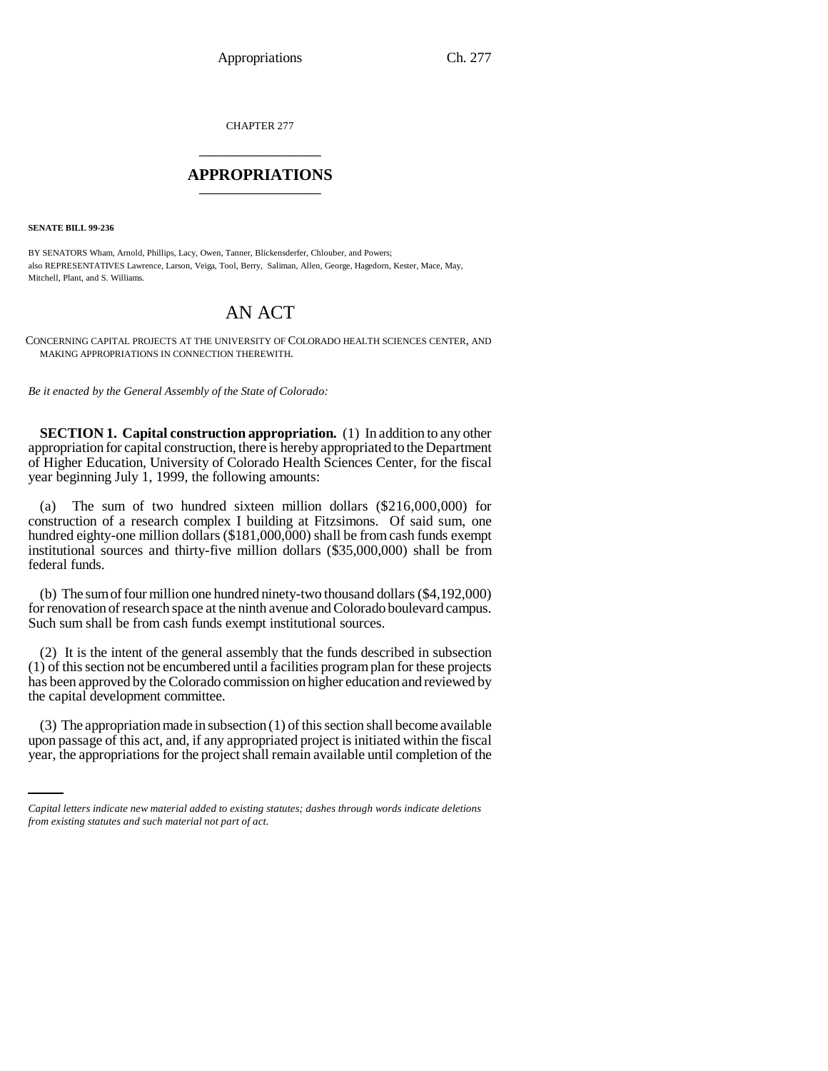CHAPTER 277

# APPROPRIATIONS

**SENATE BILL 99-236**

BY SENATORS Wham, Arnold, Phillips, Lacy, Owen, Tanner, Blickensderfer, Chlouber, and Powers;
also REPRESENTATIVES Lawrence, Larson, Veiga, Tool, Berry, Saliman, Allen, George, Hagedorn, Kester, Mace, May, Mitchell, Plant, and S. Williams.

# AN ACT

CONCERNING CAPITAL PROJECTS AT THE UNIVERSITY OF COLORADO HEALTH SCIENCES CENTER, AND MAKING APPROPRIATIONS IN CONNECTION THEREWITH.

*Be it enacted by the General Assembly of the State of Colorado:*

**SECTION 1. Capital construction appropriation.** (1) In addition to any other appropriation for capital construction, there is hereby appropriated to the Department of Higher Education, University of Colorado Health Sciences Center, for the fiscal year beginning July 1, 1999, the following amounts:

(a) The sum of two hundred sixteen million dollars ($216,000,000) for construction of a research complex I building at Fitzsimons. Of said sum, one hundred eighty-one million dollars ($181,000,000) shall be from cash funds exempt institutional sources and thirty-five million dollars ($35,000,000) shall be from federal funds.

(b) The sum of four million one hundred ninety-two thousand dollars ($4,192,000) for renovation of research space at the ninth avenue and Colorado boulevard campus. Such sum shall be from cash funds exempt institutional sources.

(2) It is the intent of the general assembly that the funds described in subsection (1) of this section not be encumbered until a facilities program plan for these projects has been approved by the Colorado commission on higher education and reviewed by the capital development committee.

(3) The appropriation made in subsection (1) of this section shall become available upon passage of this act, and, if any appropriated project is initiated within the fiscal year, the appropriations for the project shall remain available until completion of the

*Capital letters indicate new material added to existing statutes; dashes through words indicate deletions from existing statutes and such material not part of act.*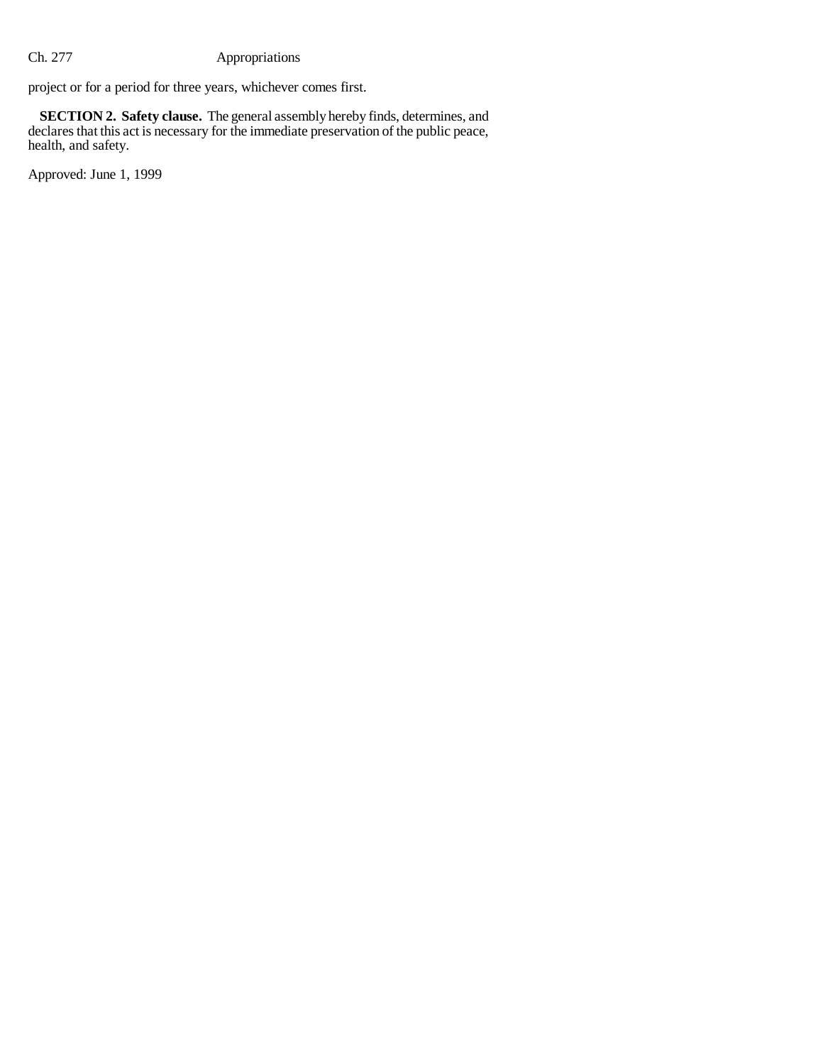project or for a period for three years, whichever comes first.

**SECTION 2. Safety clause.** The general assembly hereby finds, determines, and declares that this act is necessary for the immediate preservation of the public peace, health, and safety.

Approved: June 1, 1999